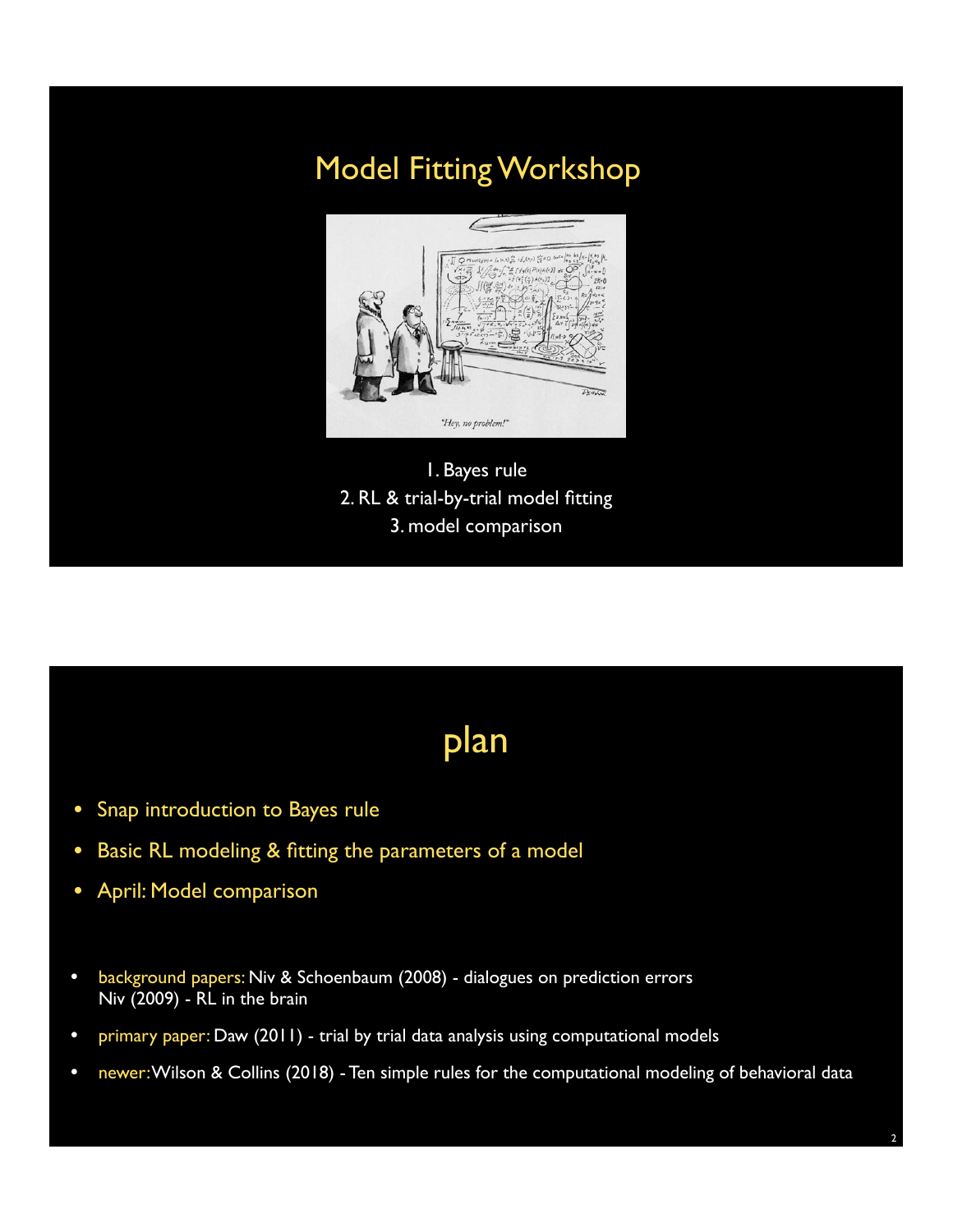# Model Fitting Workshop

"Hey, no problem!"

1. Bayes rule
2. RL & trial-by-trial model fitting
3. model comparison

# plan

- Snap introduction to Bayes rule
- Basic RL modeling & fitting the parameters of a model
- April: Model comparison

- background papers: Niv & Schoenbaum (2008) - dialogues on prediction errors
  Niv (2009) - RL in the brain
- primary paper: Daw (2011) - trial by trial data analysis using computational models
- newer: Wilson & Collins (2018) - Ten simple rules for the computational modeling of behavioral data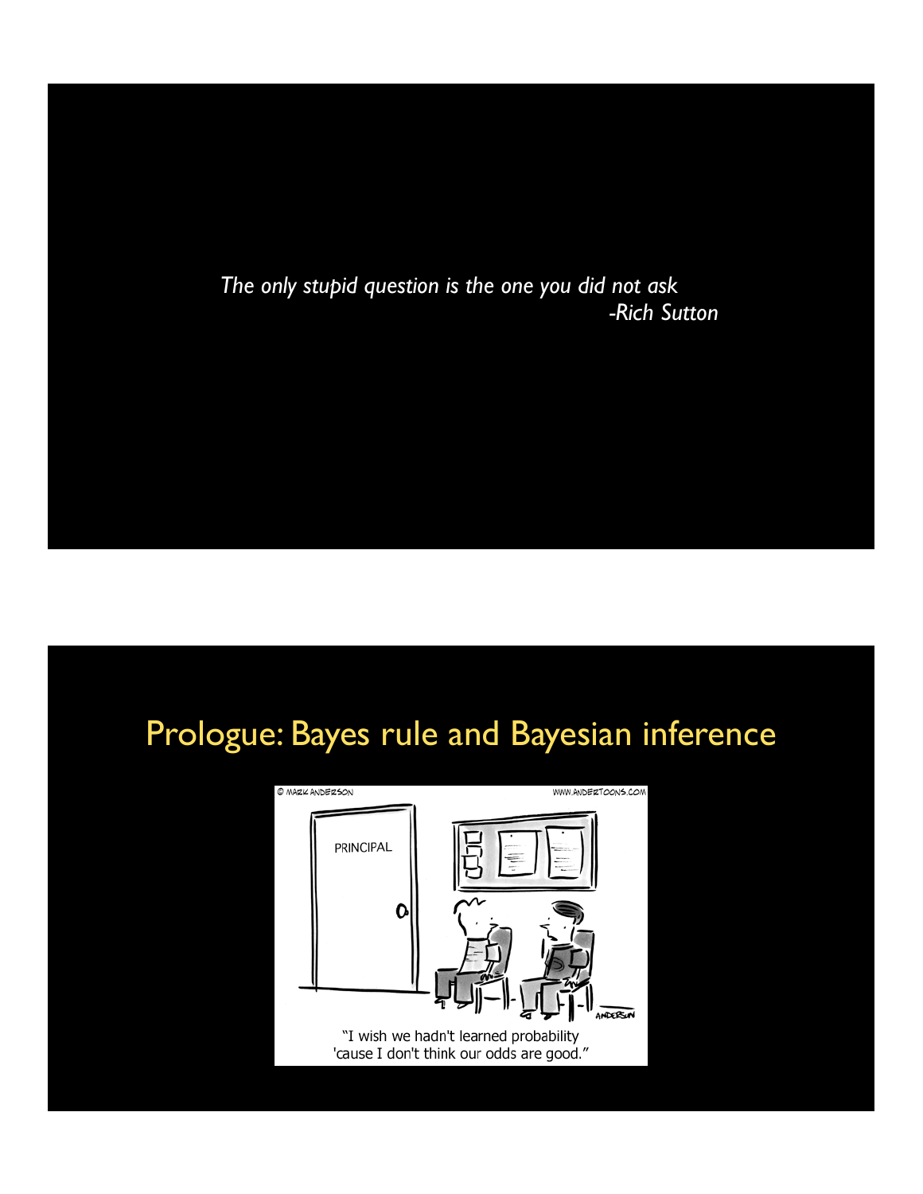*The only stupid question is the one you did not ask*
*-Rich Sutton*

# Prologue: Bayes rule and Bayesian inference

"I wish we hadn't learned probability 'cause I don't think our odds are good."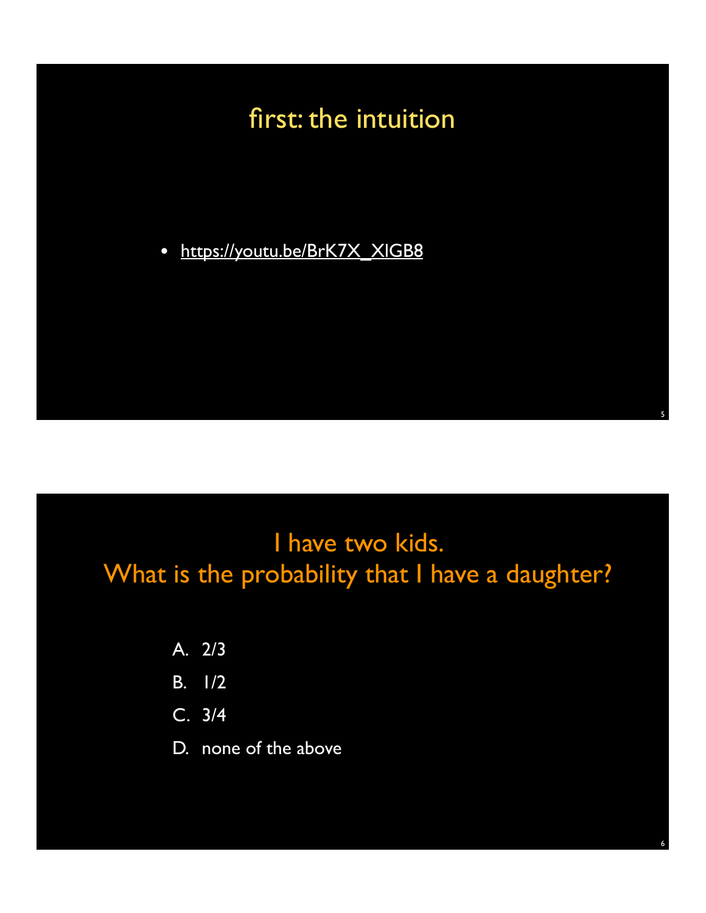## first: the intuition

- https://youtu.be/BrK7X_XlGB8

## I have two kids.
## What is the probability that I have a daughter?

A. 2/3
B. 1/2
C. 3/4
D. none of the above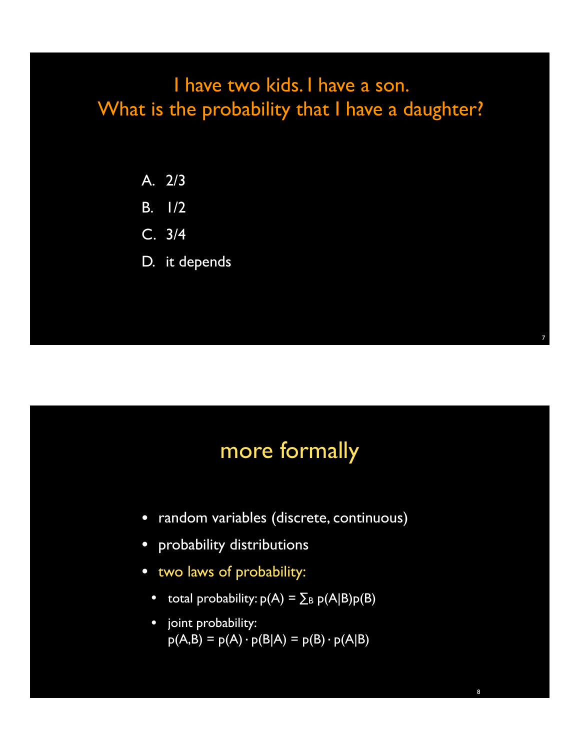## I have two kids. I have a son. What is the probability that I have a daughter?

A. 2/3

B. 1/2

C. 3/4

D. it depends

## more formally

- random variables (discrete, continuous)
- probability distributions
- two laws of probability:
  - total probability: $p(A) = \sum_B p(A|B)p(B)$
  - joint probability: $p(A,B) = p(A) \cdot p(B|A) = p(B) \cdot p(A|B)$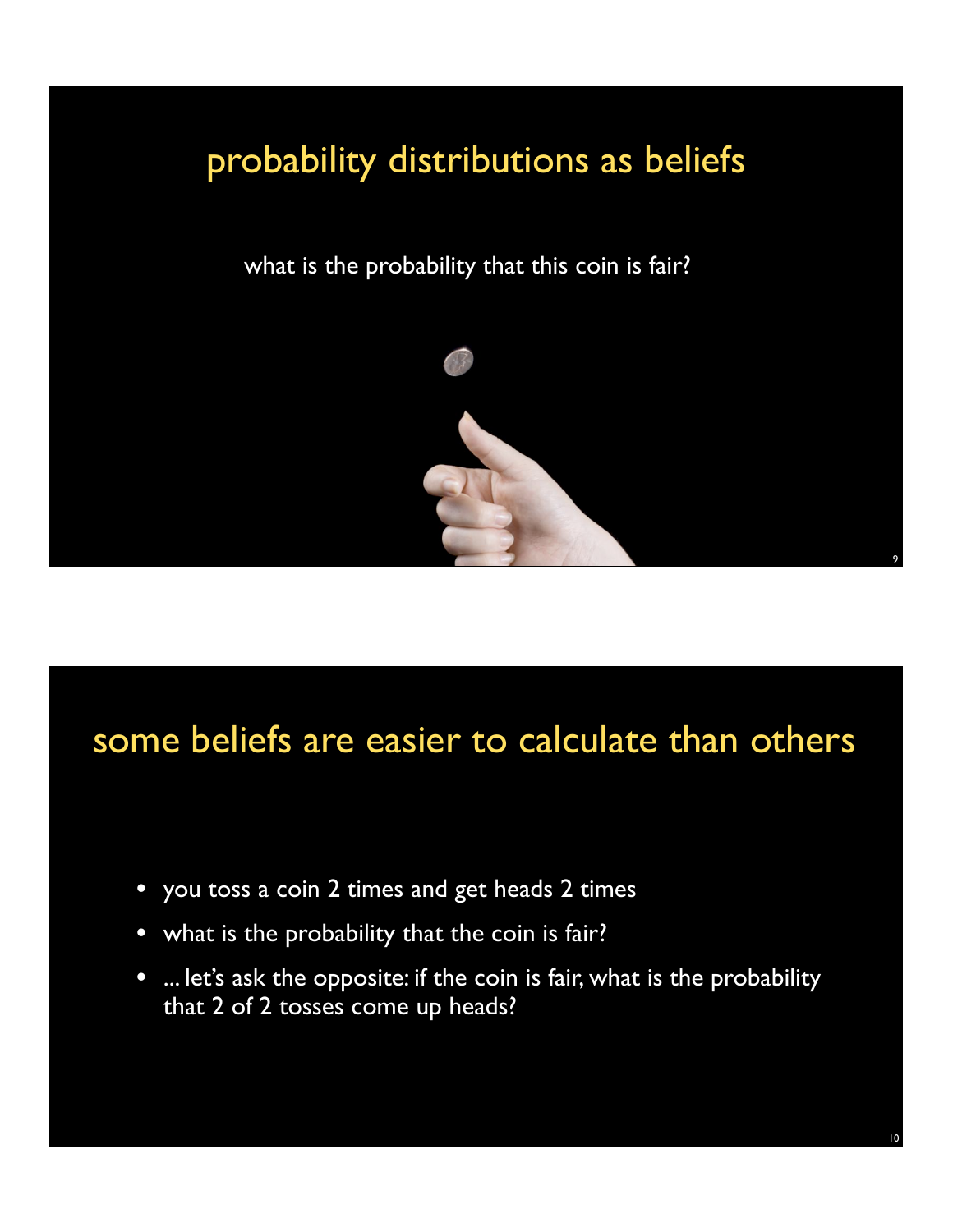## probability distributions as beliefs

what is the probability that this coin is fair?

## some beliefs are easier to calculate than others

- you toss a coin 2 times and get heads 2 times
- what is the probability that the coin is fair?
- ... let's ask the opposite: if the coin is fair, what is the probability that 2 of 2 tosses come up heads?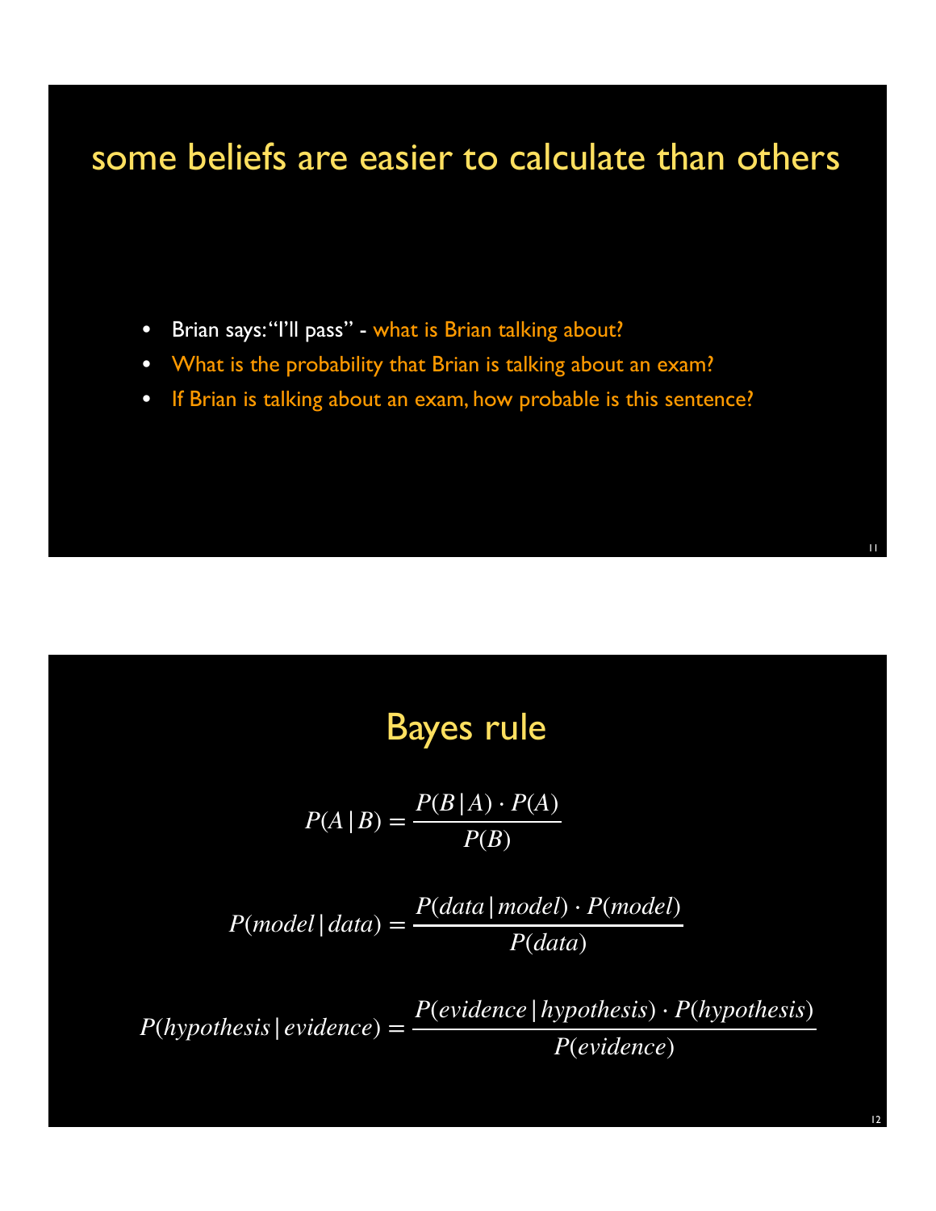## some beliefs are easier to calculate than others

- Brian says: "I'll pass" - what is Brian talking about?
- What is the probability that Brian is talking about an exam?
- If Brian is talking about an exam, how probable is this sentence?

## Bayes rule

$$P(A \mid B) = \frac{P(B \mid A) \cdot P(A)}{P(B)}$$

$$P(model \mid data) = \frac{P(data \mid model) \cdot P(model)}{P(data)}$$

$$P(hypothesis \mid evidence) = \frac{P(evidence \mid hypothesis) \cdot P(hypothesis)}{P(evidence)}$$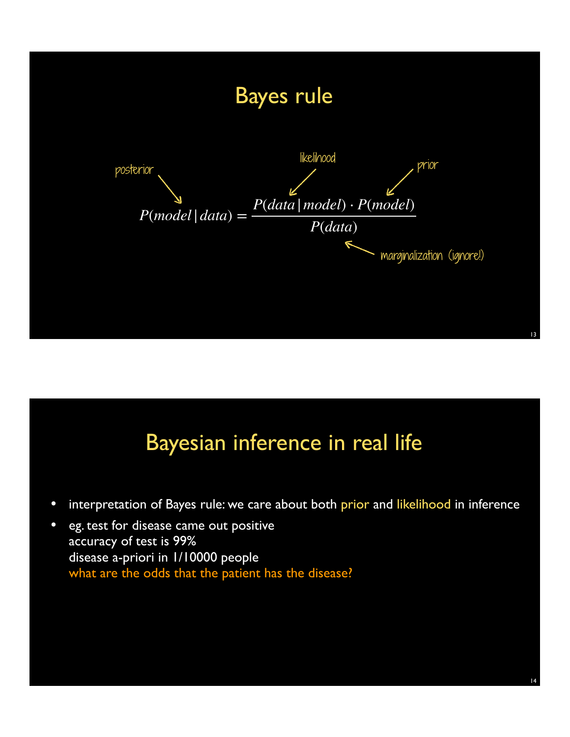# Bayes rule

posterior, likelihood, prior

$$P(model \mid data) = \frac{P(data \mid model) \cdot P(model)}{P(data)}$$

marginalization (ignore!)

# Bayesian inference in real life

- interpretation of Bayes rule: we care about both prior and likelihood in inference
- eg. test for disease came out positive
  accuracy of test is 99%
  disease a-priori in 1/10000 people
  what are the odds that the patient has the disease?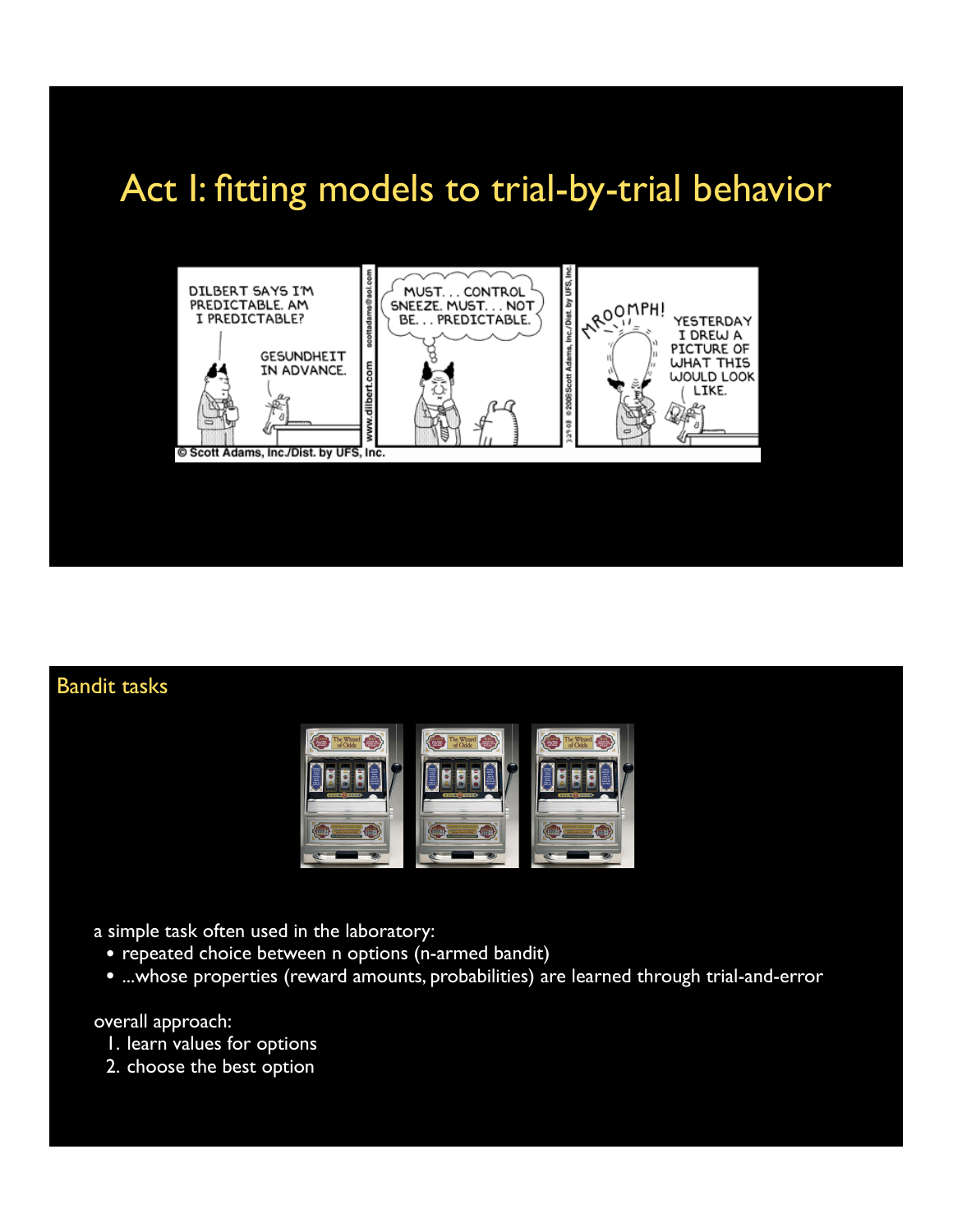# Act I: fitting models to trial-by-trial behavior

## Bandit tasks

a simple task often used in the laboratory:

- repeated choice between n options (n-armed bandit)
- ...whose properties (reward amounts, probabilities) are learned through trial-and-error

overall approach:

1. learn values for options
2. choose the best option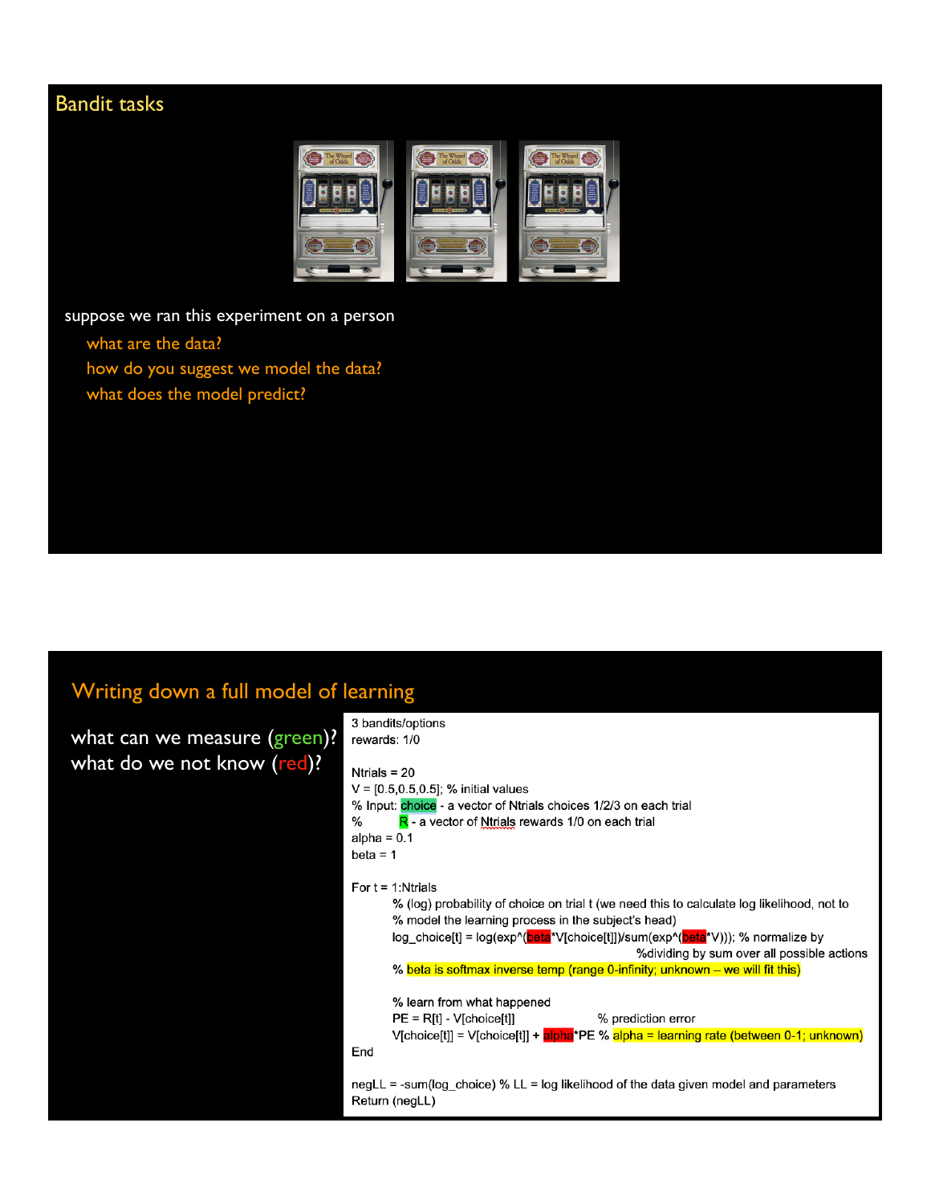# Bandit tasks

suppose we ran this experiment on a person

- what are the data?
- how do you suggest we model the data?
- what does the model predict?

# Writing down a full model of learning

what can we measure (green)?
what do we not know (red)?

```
3 bandits/options
rewards: 1/0

Ntrials = 20
V = [0.5,0.5,0.5]; % initial values
% Input: choice - a vector of Ntrials choices 1/2/3 on each trial
%        R - a vector of Ntrials rewards 1/0 on each trial
alpha = 0.1
beta = 1

For t = 1:Ntrials
        % (log) probability of choice on trial t (we need this to calculate log likelihood, not to
        % model the learning process in the subject's head)
        log_choice[t] = log(exp^(beta*V[choice[t]])/sum(exp^(beta*V))); % normalize by
                                                          %dividing by sum over all possible actions
        % beta is softmax inverse temp (range 0-infinity; unknown – we will fit this)

        % learn from what happened
        PE = R[t] - V[choice[t]]                    % prediction error
        V[choice[t]] = V[choice[t]] + alpha*PE % alpha = learning rate (between 0-1; unknown)
End

negLL = -sum(log_choice) % LL = log likelihood of the data given model and parameters
Return (negLL)
```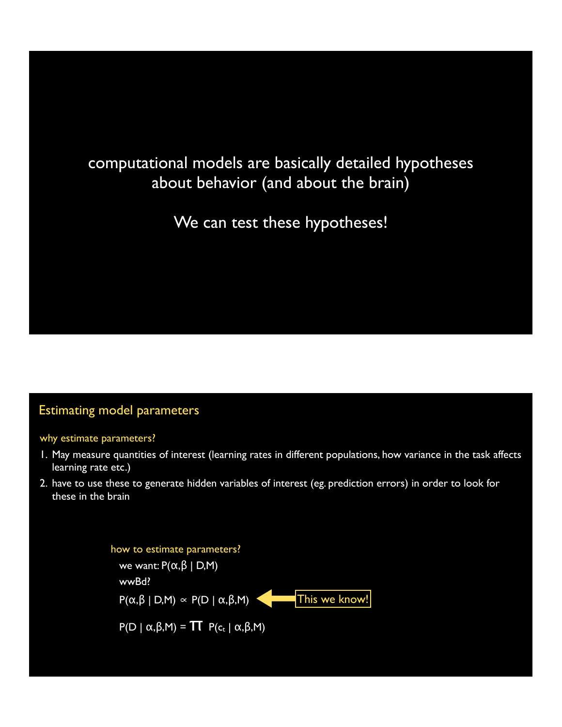computational models are basically detailed hypotheses about behavior (and about the brain)

We can test these hypotheses!

## Estimating model parameters

why estimate parameters?

1. May measure quantities of interest (learning rates in different populations, how variance in the task affects learning rate etc.)
2. have to use these to generate hidden variables of interest (eg. prediction errors) in order to look for these in the brain

how to estimate parameters?

we want: $P(\alpha,\beta \mid D,M)$

wwBd?

$P(\alpha,\beta \mid D,M) \propto P(D \mid \alpha,\beta,M)$ ← This we know!

$P(D \mid \alpha,\beta,M) = \prod P(c_t \mid \alpha,\beta,M)$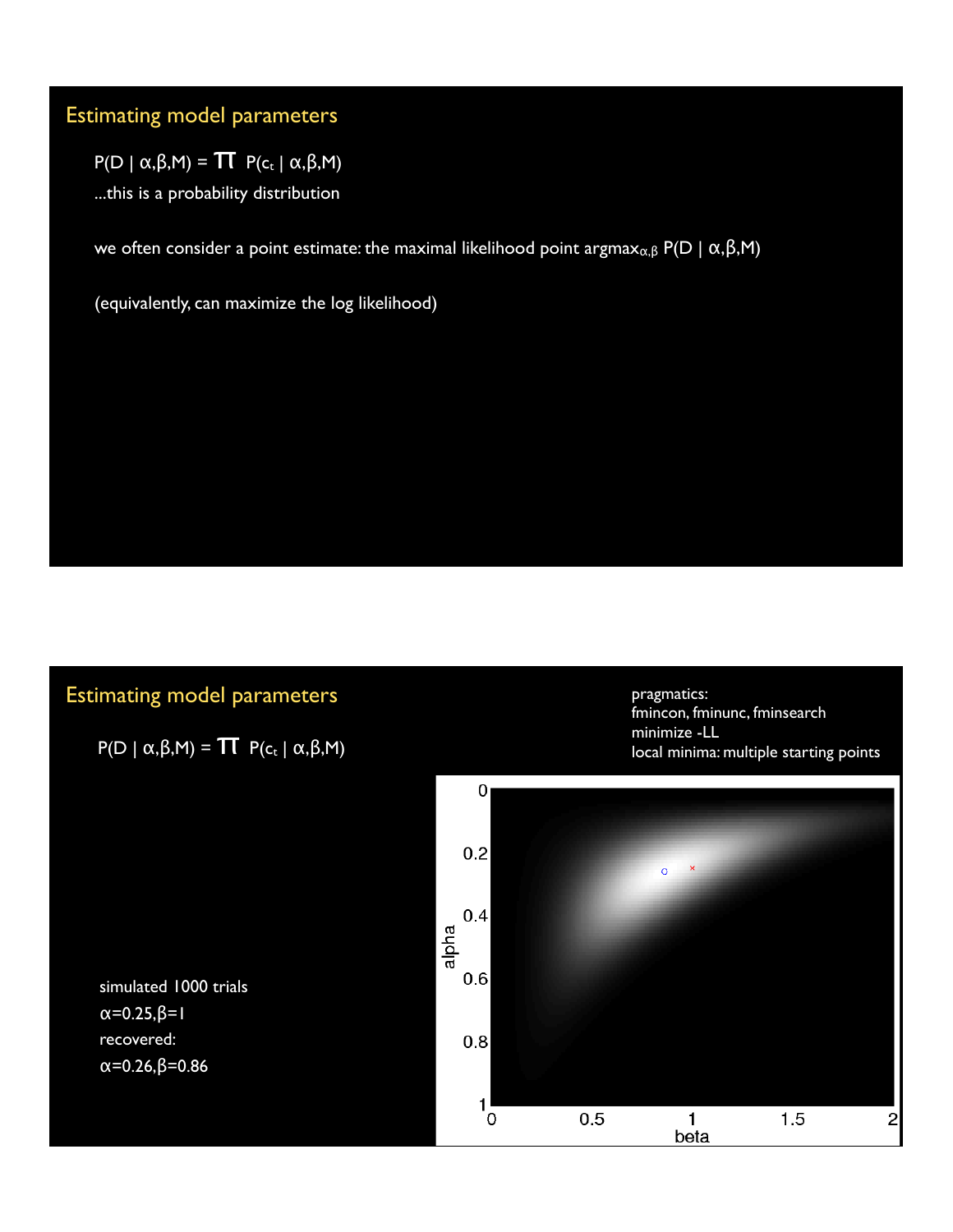## Estimating model parameters

$P(D \mid \alpha,\beta,M) = \prod P(c_t \mid \alpha,\beta,M)$

...this is a probability distribution

we often consider a point estimate: the maximal likelihood point $\text{argmax}_{\alpha,\beta} P(D \mid \alpha,\beta,M)$

(equivalently, can maximize the log likelihood)

## Estimating model parameters

$P(D \mid \alpha,\beta,M) = \prod P(c_t \mid \alpha,\beta,M)$

pragmatics:
fmincon, fminunc, fminsearch
minimize -LL
local minima: multiple starting points

simulated 1000 trials

$\alpha=0.25, \beta=1$

recovered:

$\alpha=0.26, \beta=0.86$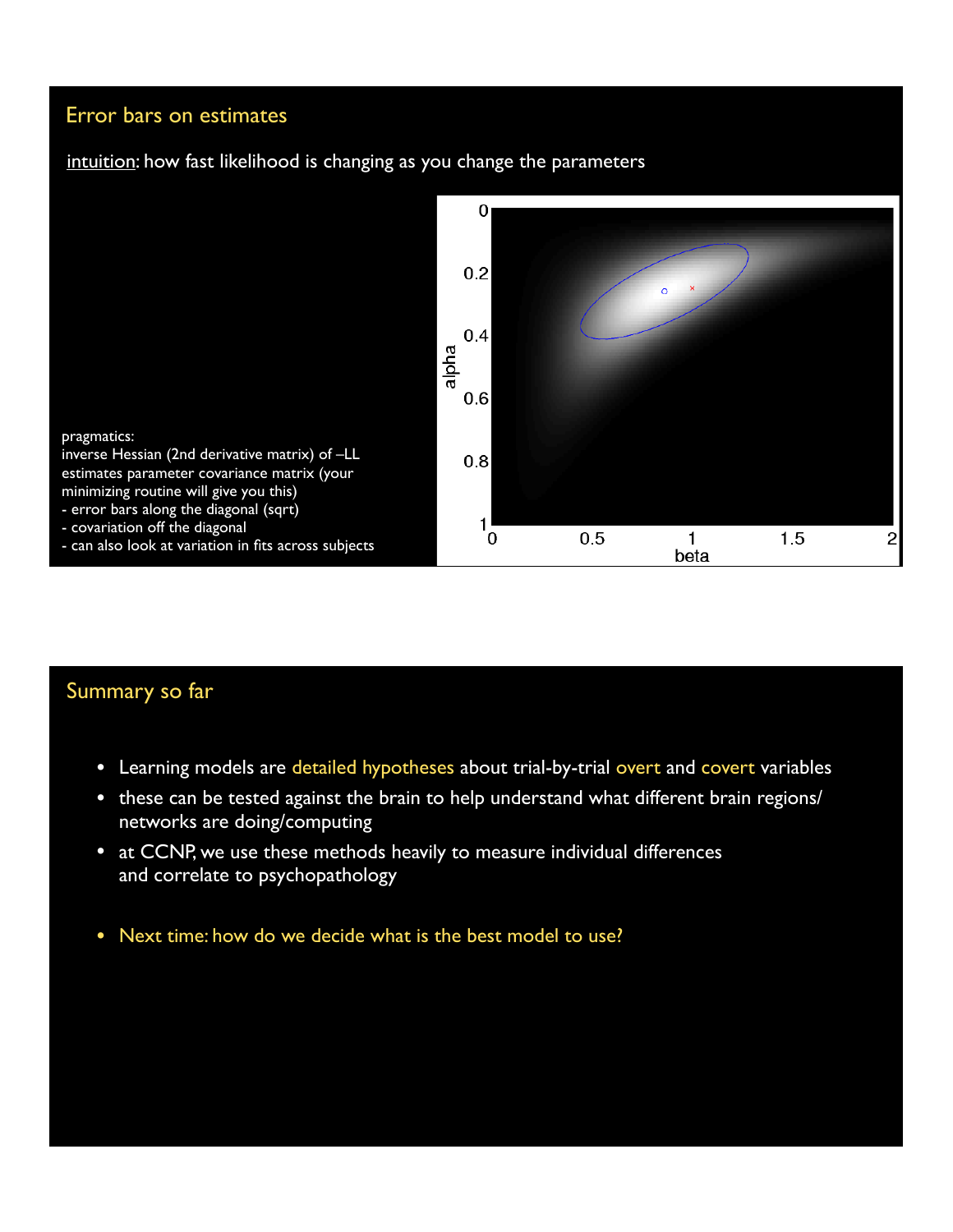## Error bars on estimates

<u>intuition</u>: how fast likelihood is changing as you change the parameters

pragmatics:
inverse Hessian (2nd derivative matrix) of –LL estimates parameter covariance matrix (your minimizing routine will give you this)
- error bars along the diagonal (sqrt)
- covariation off the diagonal
- can also look at variation in fits across subjects

alpha
0
0.2
0.4
0.6
0.8
1

beta
0
0.5
1
1.5
2

## Summary so far

- Learning models are detailed hypotheses about trial-by-trial overt and covert variables
- these can be tested against the brain to help understand what different brain regions/networks are doing/computing
- at CCNP, we use these methods heavily to measure individual differences and correlate to psychopathology

- Next time: how do we decide what is the best model to use?